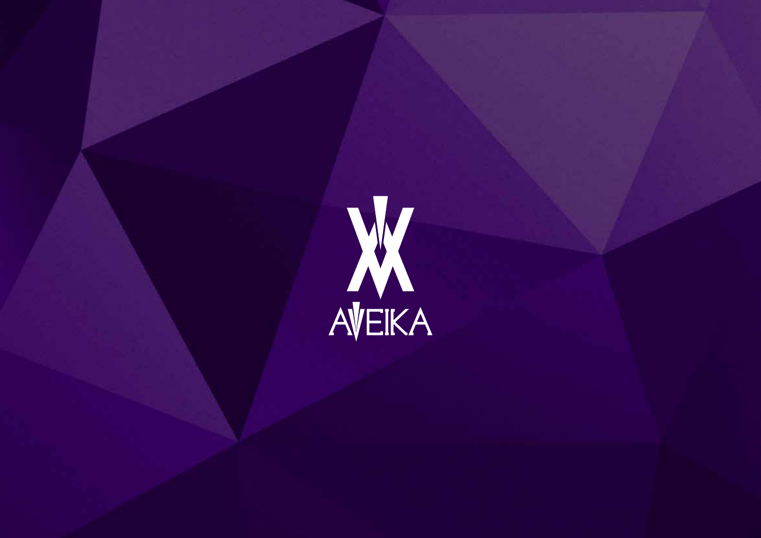AVEIKA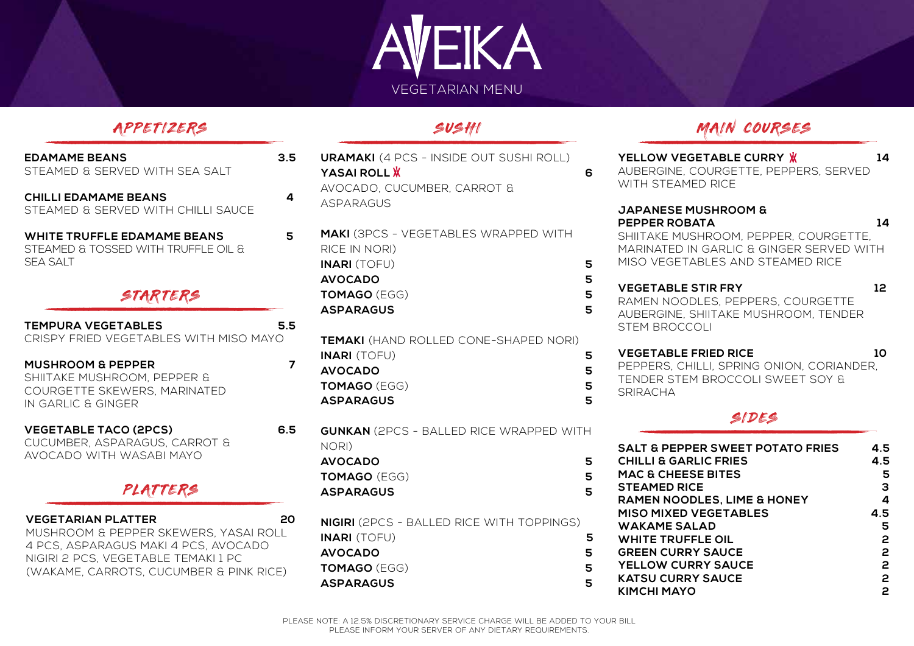# AVEIKA

VEGETARIAN MENU

## APPETIZERS

**EDAMAME BEANS** 3.5
STEAMED & SERVED WITH SEA SALT

**CHILLI EDAMAME BEANS** 4
STEAMED & SERVED WITH CHILLI SAUCE

**WHITE TRUFFLE EDAMAME BEANS** 5
STEAMED & TOSSED WITH TRUFFLE OIL & SEA SALT

## STARTERS

**TEMPURA VEGETABLES** 5.5
CRISPY FRIED VEGETABLES WITH MISO MAYO

**MUSHROOM & PEPPER** 7
SHIITAKE MUSHROOM, PEPPER & COURGETTE SKEWERS, MARINATED IN GARLIC & GINGER

**VEGETABLE TACO (2PCS)** 6.5
CUCUMBER, ASPARAGUS, CARROT & AVOCADO WITH WASABI MAYO

## PLATTERS

**VEGETARIAN PLATTER** 20
MUSHROOM & PEPPER SKEWERS, YASAI ROLL 4 PCS, ASPARAGUS MAKI 4 PCS, AVOCADO NIGIRI 2 PCS, VEGETABLE TEMAKI 1 PC (WAKAME, CARROTS, CUCUMBER & PINK RICE)

## SUSHI

**URAMAKI** (4 PCS - INSIDE OUT SUSHI ROLL)

**YASAI ROLL** 🌶 6
AVOCADO, CUCUMBER, CARROT & ASPARAGUS

**MAKI** (3PCS - VEGETABLES WRAPPED WITH RICE IN NORI)

| | |
|---|---|
| **INARI** (TOFU) | 5 |
| **AVOCADO** | 5 |
| **TOMAGO** (EGG) | 5 |
| **ASPARAGUS** | 5 |

**TEMAKI** (HAND ROLLED CONE-SHAPED NORI)

| | |
|---|---|
| **INARI** (TOFU) | 5 |
| **AVOCADO** | 5 |
| **TOMAGO** (EGG) | 5 |
| **ASPARAGUS** | 5 |

**GUNKAN** (2PCS - BALLED RICE WRAPPED WITH NORI)

| | |
|---|---|
| **AVOCADO** | 5 |
| **TOMAGO** (EGG) | 5 |
| **ASPARAGUS** | 5 |

**NIGIRI** (2PCS - BALLED RICE WITH TOPPINGS)

| | |
|---|---|
| **INARI** (TOFU) | 5 |
| **AVOCADO** | 5 |
| **TOMAGO** (EGG) | 5 |
| **ASPARAGUS** | 5 |

## MAIN COURSES

**YELLOW VEGETABLE CURRY** 🌶 14
AUBERGINE, COURGETTE, PEPPERS, SERVED WITH STEAMED RICE

**JAPANESE MUSHROOM & PEPPER ROBATA** 14
SHIITAKE MUSHROOM, PEPPER, COURGETTE, MARINATED IN GARLIC & GINGER SERVED WITH MISO VEGETABLES AND STEAMED RICE

**VEGETABLE STIR FRY** 12
RAMEN NOODLES, PEPPERS, COURGETTE AUBERGINE, SHIITAKE MUSHROOM, TENDER STEM BROCCOLI

**VEGETABLE FRIED RICE** 10
PEPPERS, CHILLI, SPRING ONION, CORIANDER, TENDER STEM BROCCOLI SWEET SOY & SRIRACHA

## SIDES

| | |
|---|---|
| **SALT & PEPPER SWEET POTATO FRIES** | 4.5 |
| **CHILLI & GARLIC FRIES** | 4.5 |
| **MAC & CHEESE BITES** | 5 |
| **STEAMED RICE** | 3 |
| **RAMEN NOODLES, LIME & HONEY** | 4 |
| **MISO MIXED VEGETABLES** | 4.5 |
| **WAKAME SALAD** | 5 |
| **WHITE TRUFFLE OIL** | 2 |
| **GREEN CURRY SAUCE** | 2 |
| **YELLOW CURRY SAUCE** | 2 |
| **KATSU CURRY SAUCE** | 2 |
| **KIMCHI MAYO** | 2 |

PLEASE NOTE: A 12.5% DISCRETIONARY SERVICE CHARGE WILL BE ADDED TO YOUR BILL
PLEASE INFORM YOUR SERVER OF ANY DIETARY REQUIREMENTS.